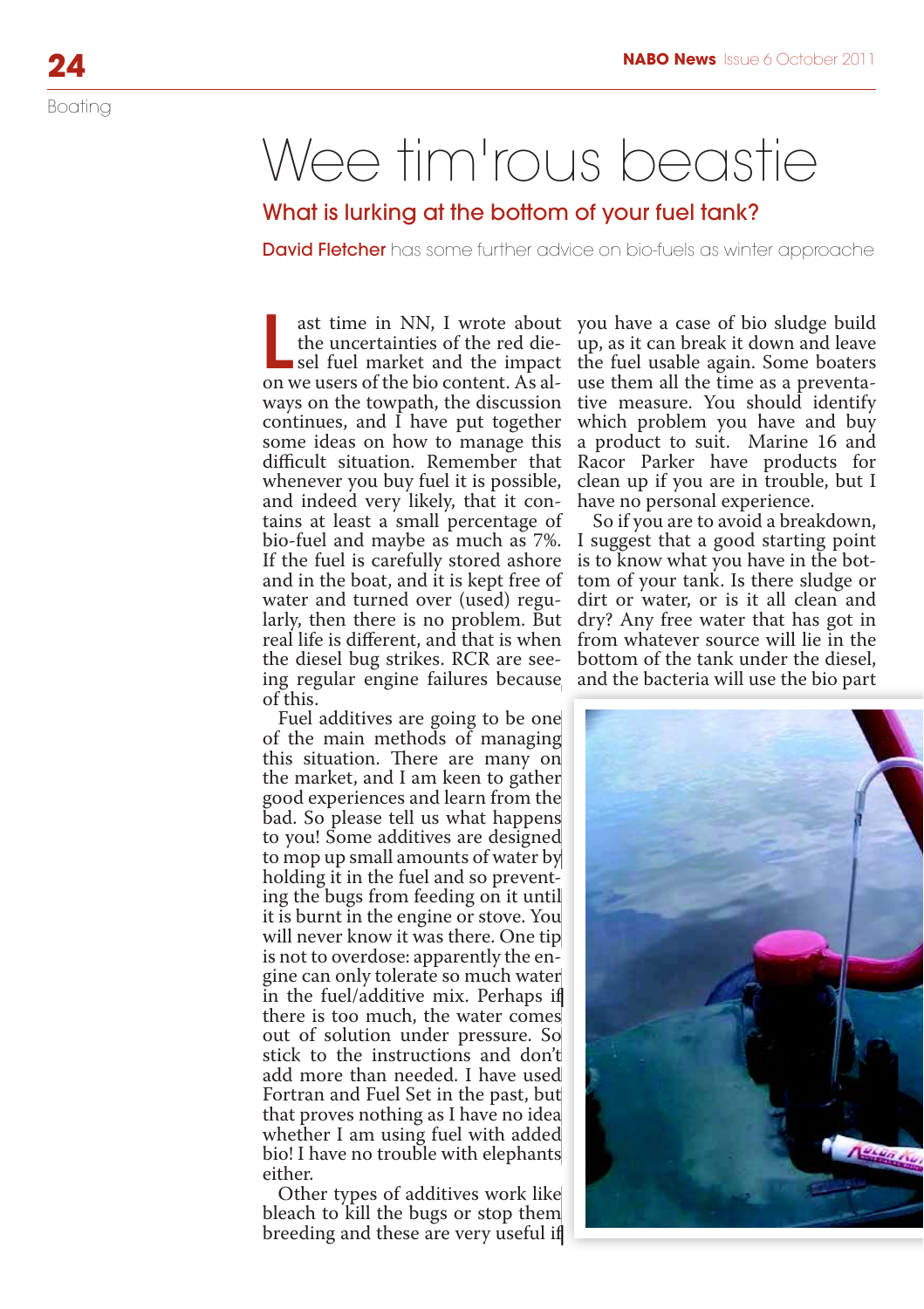Boating

# Wee tim'rous beastie

## What is lurking at the bottom of your fuel tank?

**David Fletcher** has some further advice on bio-fuels as winter approache

Last time in NN, I wrote about the uncertainties of the red diesel fuel market and the impact on we users of the bio content. As always on the towpath, the discussion continues, and I have put together some ideas on how to manage this difficult situation. Remember that whenever you buy fuel it is possible, and indeed very likely, that it contains at least a small percentage of bio-fuel and maybe as much as 7%. If the fuel is carefully stored ashore and in the boat, and it is kept free of water and turned over (used) regularly, then there is no problem. But real life is different, and that is when the diesel bug strikes. RCR are seeing regular engine failures because of this.

Fuel additives are going to be one of the main methods of managing this situation. There are many on the market, and I am keen to gather good experiences and learn from the bad. So please tell us what happens to you! Some additives are designed to mop up small amounts of water by holding it in the fuel and so preventing the bugs from feeding on it until it is burnt in the engine or stove. You will never know it was there. One tip is not to overdose: apparently the engine can only tolerate so much water in the fuel/additive mix. Perhaps if there is too much, the water comes out of solution under pressure. So stick to the instructions and don't add more than needed. I have used Fortran and Fuel Set in the past, but that proves nothing as I have no idea whether I am using fuel with added bio! I have no trouble with elephants either.

Other types of additives work like bleach to kill the bugs or stop them breeding and these are very useful if you have a case of bio sludge build up, as it can break it down and leave the fuel usable again. Some boaters use them all the time as a preventative measure. You should identify which problem you have and buy a product to suit. Marine 16 and Racor Parker have products for clean up if you are in trouble, but I have no personal experience.

So if you are to avoid a breakdown, I suggest that a good starting point is to know what you have in the bottom of your tank. Is there sludge or dirt or water, or is it all clean and dry? Any free water that has got in from whatever source will lie in the bottom of the tank under the diesel, and the bacteria will use the bio part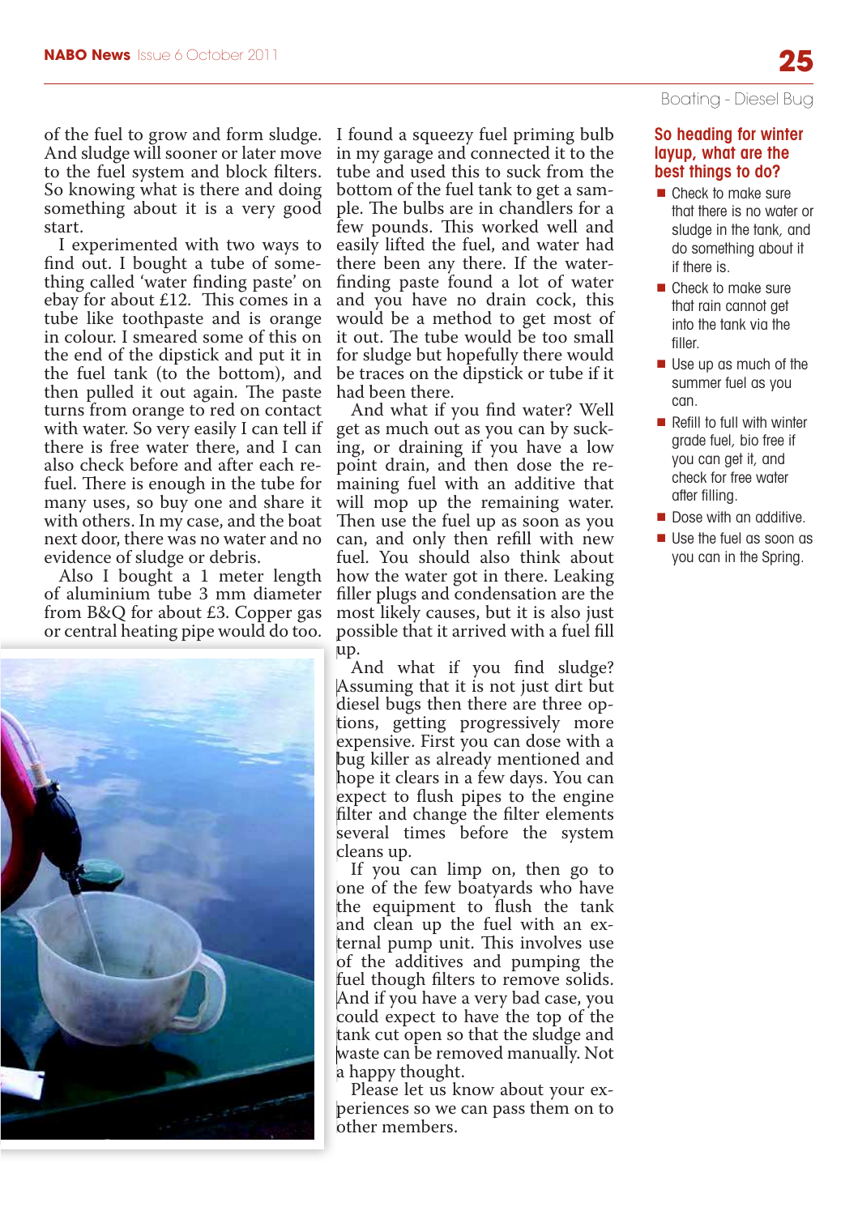of the fuel to grow and form sludge. And sludge will sooner or later move to the fuel system and block filters. So knowing what is there and doing something about it is a very good start.

I experimented with two ways to find out. I bought a tube of something called 'water finding paste' on ebay for about £12. This comes in a tube like toothpaste and is orange in colour. I smeared some of this on the end of the dipstick and put it in the fuel tank (to the bottom), and then pulled it out again. The paste turns from orange to red on contact with water. So very easily I can tell if there is free water there, and I can also check before and after each re-fuel. There is enough in the tube for many uses, so buy one and share it with others. In my case, and the boat next door, there was no water and no evidence of sludge or debris.

Also I bought a 1 meter length of aluminium tube 3 mm diameter from B&Q for about £3. Copper gas or central heating pipe would do too. I found a squeezy fuel priming bulb in my garage and connected it to the tube and used this to suck from the bottom of the fuel tank to get a sample. The bulbs are in chandlers for a few pounds. This worked well and easily lifted the fuel, and water had there been any there. If the water-finding paste found a lot of water and you have no drain cock, this would be a method to get most of it out. The tube would be too small for sludge but hopefully there would be traces on the dipstick or tube if it had been there.

And what if you find water? Well get as much out as you can by sucking, or draining if you have a low point drain, and then dose the remaining fuel with an additive that will mop up the remaining water. Then use the fuel up as soon as you can, and only then refill with new fuel. You should also think about how the water got in there. Leaking filler plugs and condensation are the most likely causes, but it is also just possible that it arrived with a fuel fill up.

And what if you find sludge? Assuming that it is not just dirt but diesel bugs then there are three options, getting progressively more expensive. First you can dose with a bug killer as already mentioned and hope it clears in a few days. You can expect to flush pipes to the engine filter and change the filter elements several times before the system cleans up.

If you can limp on, then go to one of the few boatyards who have the equipment to flush the tank and clean up the fuel with an external pump unit. This involves use of the additives and pumping the fuel though filters to remove solids. And if you have a very bad case, you could expect to have the top of the tank cut open so that the sludge and waste can be removed manually. Not a happy thought.

Please let us know about your experiences so we can pass them on to other members.

### So heading for winter layup, what are the best things to do?

- Check to make sure that there is no water or sludge in the tank, and do something about it if there is.
- Check to make sure that rain cannot get into the tank via the filler.
- Use up as much of the summer fuel as you can.
- Refill to full with winter grade fuel, bio free if you can get it, and check for free water after filling.
- Dose with an additive.
- Use the fuel as soon as you can in the Spring.